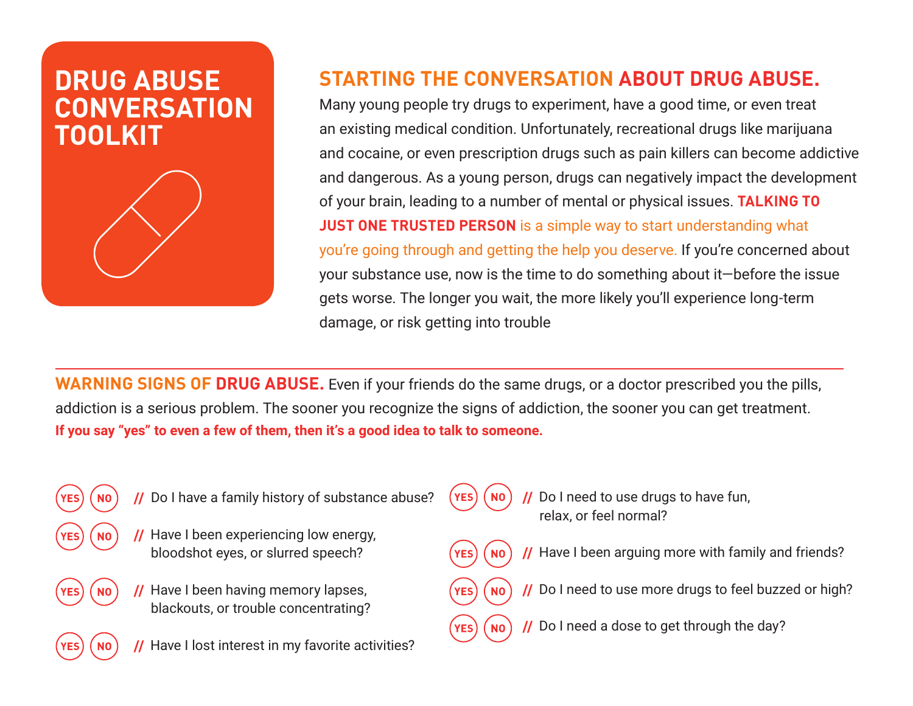# DRUG ABUSE CONVERSATION TOOLKIT

## STARTING THE CONVERSATION ABOUT DRUG ABUSE.

Many young people try drugs to experiment, have a good time, or even treat an existing medical condition. Unfortunately, recreational drugs like marijuana and cocaine, or even prescription drugs such as pain killers can become addictive and dangerous. As a young person, drugs can negatively impact the development of your brain, leading to a number of mental or physical issues. **TALKING TO JUST ONE TRUSTED PERSON** is a simple way to start understanding what you're going through and getting the help you deserve. If you're concerned about your substance use, now is the time to do something about it—before the issue gets worse. The longer you wait, the more likely you'll experience long-term damage, or risk getting into trouble

---

**WARNING SIGNS OF DRUG ABUSE.** Even if your friends do the same drugs, or a doctor prescribed you the pills, addiction is a serious problem. The sooner you recognize the signs of addiction, the sooner you can get treatment.
**If you say "yes" to even a few of them, then it's a good idea to talk to someone.**

- YES NO // Do I have a family history of substance abuse?
- YES NO // Have I been experiencing low energy, bloodshot eyes, or slurred speech?
- YES NO // Have I been having memory lapses, blackouts, or trouble concentrating?
- YES NO // Have I lost interest in my favorite activities?
- YES NO // Do I need to use drugs to have fun, relax, or feel normal?
- YES NO // Have I been arguing more with family and friends?
- YES NO // Do I need to use more drugs to feel buzzed or high?
- YES NO // Do I need a dose to get through the day?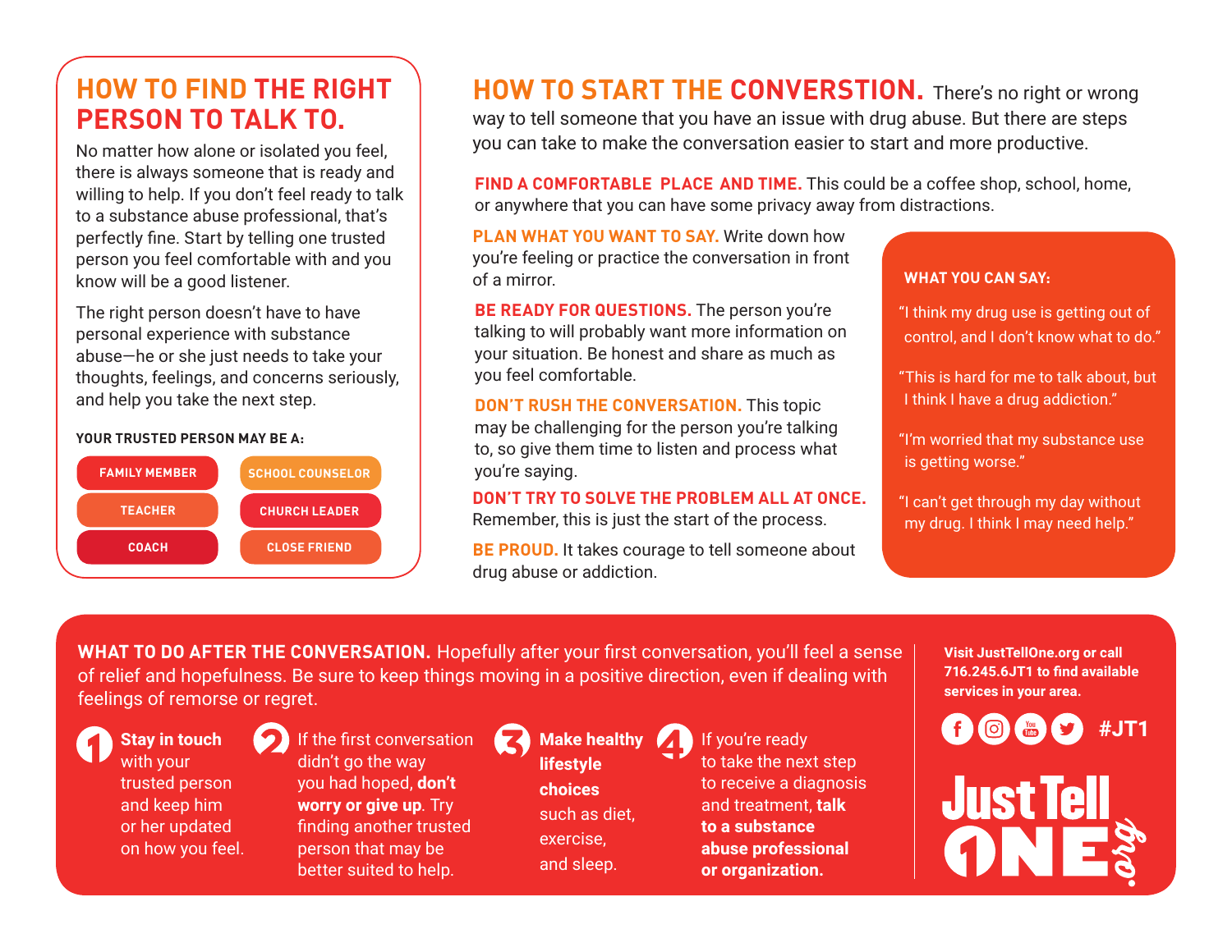## HOW TO FIND THE RIGHT PERSON TO TALK TO.

No matter how alone or isolated you feel, there is always someone that is ready and willing to help. If you don't feel ready to talk to a substance abuse professional, that's perfectly fine. Start by telling one trusted person you feel comfortable with and you know will be a good listener.

The right person doesn't have to have personal experience with substance abuse—he or she just needs to take your thoughts, feelings, and concerns seriously, and help you take the next step.

**YOUR TRUSTED PERSON MAY BE A:**

- FAMILY MEMBER
- SCHOOL COUNSELOR
- TEACHER
- CHURCH LEADER
- COACH
- CLOSE FRIEND

## HOW TO START THE CONVERSTION.

There's no right or wrong way to tell someone that you have an issue with drug abuse. But there are steps you can take to make the conversation easier to start and more productive.

**FIND A COMFORTABLE PLACE AND TIME.** This could be a coffee shop, school, home, or anywhere that you can have some privacy away from distractions.

**PLAN WHAT YOU WANT TO SAY.** Write down how you're feeling or practice the conversation in front of a mirror.

**BE READY FOR QUESTIONS.** The person you're talking to will probably want more information on your situation. Be honest and share as much as you feel comfortable.

**DON'T RUSH THE CONVERSATION.** This topic may be challenging for the person you're talking to, so give them time to listen and process what you're saying.

**DON'T TRY TO SOLVE THE PROBLEM ALL AT ONCE.** Remember, this is just the start of the process.

**BE PROUD.** It takes courage to tell someone about drug abuse or addiction.

**WHAT YOU CAN SAY:**

"I think my drug use is getting out of control, and I don't know what to do."

"This is hard for me to talk about, but I think I have a drug addiction."

"I'm worried that my substance use is getting worse."

"I can't get through my day without my drug. I think I may need help."

**WHAT TO DO AFTER THE CONVERSATION.** Hopefully after your first conversation, you'll feel a sense of relief and hopefulness. Be sure to keep things moving in a positive direction, even if dealing with feelings of remorse or regret.

1. **Stay in touch** with your trusted person and keep him or her updated on how you feel.
2. If the first conversation didn't go the way you had hoped, **don't worry or give up**. Try finding another trusted person that may be better suited to help.
3. **Make healthy lifestyle choices** such as diet, exercise, and sleep.
4. If you're ready to take the next step to receive a diagnosis and treatment, **talk to a substance abuse professional or organization.**

**Visit JustTellOne.org or call 716.245.6JT1 to find available services in your area.**

#JT1

Just Tell ONE.org